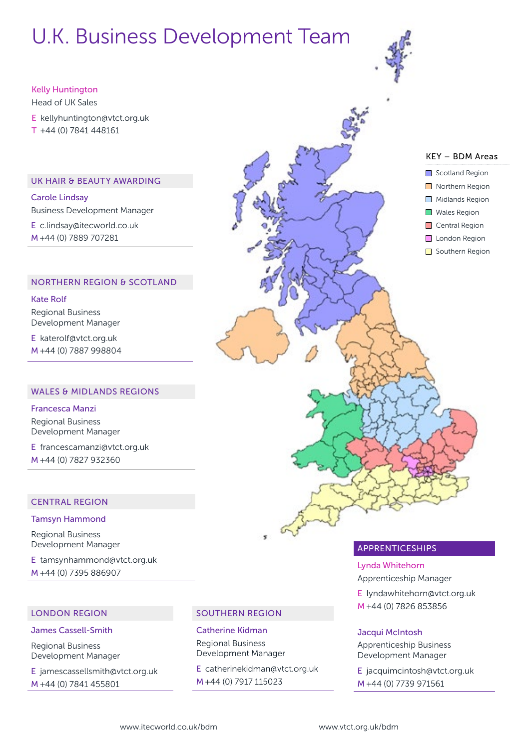# U.K. Business Development Team

**Kelly Huntington**
Head of UK Sales
E kellyhuntington@vtct.org.uk
T +44 (0) 7841 448161

KEY – BDM Areas

- Scotland Region
- Northern Region
- Midlands Region
- Wales Region
- Central Region
- London Region
- Southern Region

## UK HAIR & BEAUTY AWARDING

**Carole Lindsay**
Business Development Manager
E c.lindsay@itecworld.co.uk
M +44 (0) 7889 707281

## NORTHERN REGION & SCOTLAND

**Kate Rolf**
Regional Business Development Manager
E katerolf@vtct.org.uk
M +44 (0) 7887 998804

## WALES & MIDLANDS REGIONS

**Francesca Manzi**
Regional Business Development Manager
E francescamanzi@vtct.org.uk
M +44 (0) 7827 932360

## CENTRAL REGION

**Tamsyn Hammond**
Regional Business Development Manager
E tamsynhammond@vtct.org.uk
M +44 (0) 7395 886907

## LONDON REGION

**James Cassell-Smith**
Regional Business Development Manager
E jamescassellsmith@vtct.org.uk
M +44 (0) 7841 455801

## SOUTHERN REGION

**Catherine Kidman**
Regional Business Development Manager
E catherinekidman@vtct.org.uk
M +44 (0) 7917 115023

## APPRENTICESHIPS

**Lynda Whitehorn**
Apprenticeship Manager
E lyndawhitehorn@vtct.org.uk
M +44 (0) 7826 853856

**Jacqui McIntosh**
Apprenticeship Business Development Manager
E jacquimcintosh@vtct.org.uk
M +44 (0) 7739 971561

www.itecworld.co.uk/bdm www.vtct.org.uk/bdm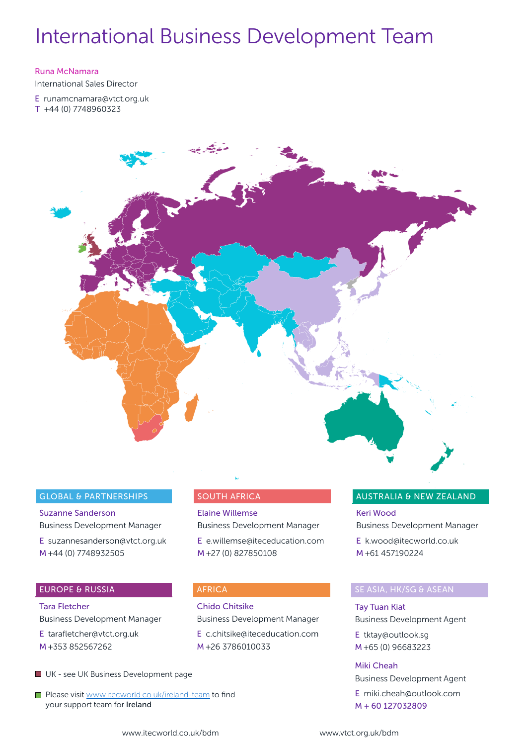# International Business Development Team

Runa McNamara
International Sales Director

E runamcnamara@vtct.org.uk
T +44 (0) 7748960323

## GLOBAL & PARTNERSHIPS

Suzanne Sanderson
Business Development Manager

E suzannesanderson@vtct.org.uk
M +44 (0) 7748932505

## SOUTH AFRICA

Elaine Willemse
Business Development Manager

E e.willemse@iteceducation.com
M +27 (0) 827850108

## AUSTRALIA & NEW ZEALAND

Keri Wood
Business Development Manager

E k.wood@itecworld.co.uk
M +61 457190224

## EUROPE & RUSSIA

Tara Fletcher
Business Development Manager

E tarafletcher@vtct.org.uk
M +353 852567262

## AFRICA

Chido Chitsike
Business Development Manager

E c.chitsike@iteceducation.com
M +26 3786010033

## SE ASIA, HK/SG & ASEAN

Tay Tuan Kiat
Business Development Agent

E tktay@outlook.sg
M +65 (0) 96683223

Miki Cheah
Business Development Agent

E miki.cheah@outlook.com
M + 60 127032809

UK - see UK Business Development page

Please visit www.itecworld.co.uk/ireland-team to find your support team for **Ireland**

www.itecworld.co.uk/bdm

www.vtct.org.uk/bdm